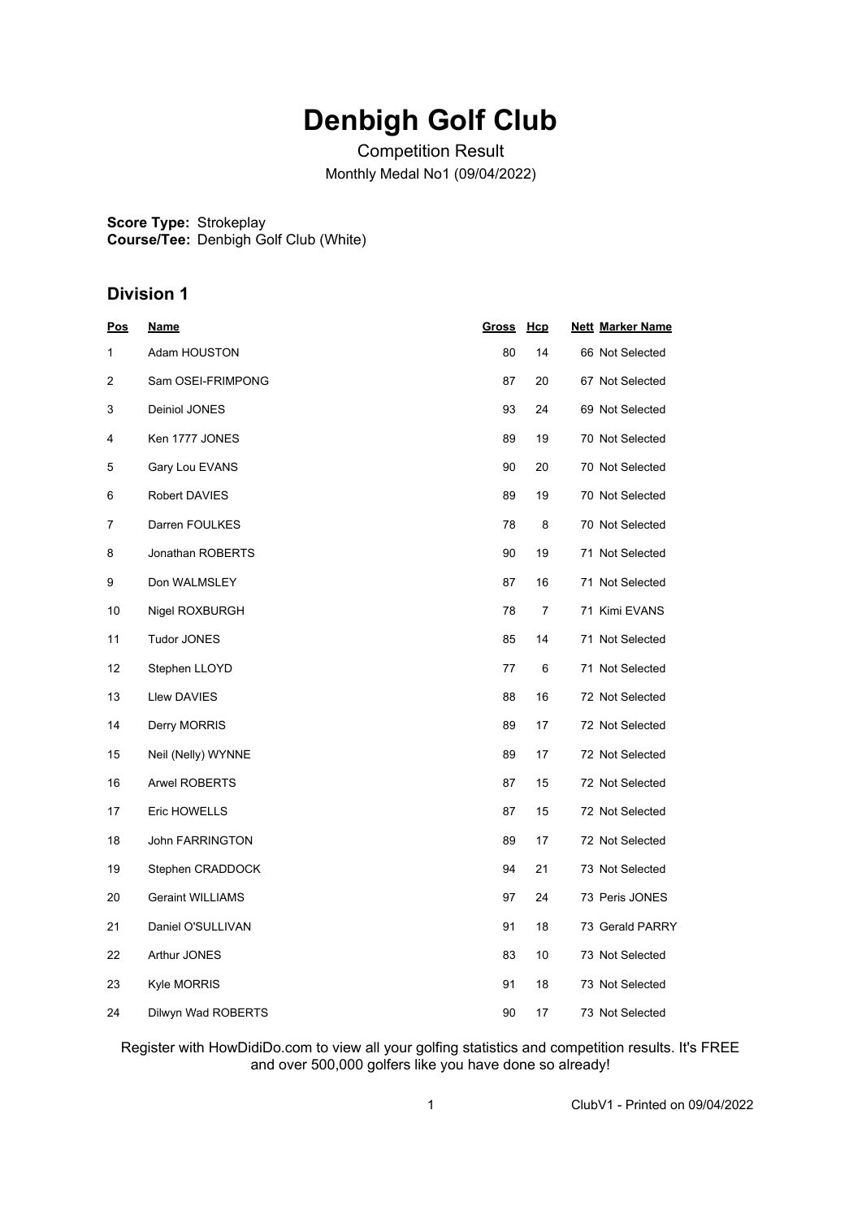# Denbigh Golf Club

Competition Result

Monthly Medal No1 (09/04/2022)

**Score Type:** Strokeplay
**Course/Tee:** Denbigh Golf Club (White)

## Division 1

| Pos | Name | Gross | Hcp | Nett | Marker Name |
|---|---|---|---|---|---|
| 1 | Adam HOUSTON | 80 | 14 | 66 | Not Selected |
| 2 | Sam OSEI-FRIMPONG | 87 | 20 | 67 | Not Selected |
| 3 | Deiniol JONES | 93 | 24 | 69 | Not Selected |
| 4 | Ken 1777 JONES | 89 | 19 | 70 | Not Selected |
| 5 | Gary Lou EVANS | 90 | 20 | 70 | Not Selected |
| 6 | Robert DAVIES | 89 | 19 | 70 | Not Selected |
| 7 | Darren FOULKES | 78 | 8 | 70 | Not Selected |
| 8 | Jonathan ROBERTS | 90 | 19 | 71 | Not Selected |
| 9 | Don WALMSLEY | 87 | 16 | 71 | Not Selected |
| 10 | Nigel ROXBURGH | 78 | 7 | 71 | Kimi EVANS |
| 11 | Tudor JONES | 85 | 14 | 71 | Not Selected |
| 12 | Stephen LLOYD | 77 | 6 | 71 | Not Selected |
| 13 | Llew DAVIES | 88 | 16 | 72 | Not Selected |
| 14 | Derry MORRIS | 89 | 17 | 72 | Not Selected |
| 15 | Neil (Nelly) WYNNE | 89 | 17 | 72 | Not Selected |
| 16 | Arwel ROBERTS | 87 | 15 | 72 | Not Selected |
| 17 | Eric HOWELLS | 87 | 15 | 72 | Not Selected |
| 18 | John FARRINGTON | 89 | 17 | 72 | Not Selected |
| 19 | Stephen CRADDOCK | 94 | 21 | 73 | Not Selected |
| 20 | Geraint WILLIAMS | 97 | 24 | 73 | Peris JONES |
| 21 | Daniel O'SULLIVAN | 91 | 18 | 73 | Gerald PARRY |
| 22 | Arthur JONES | 83 | 10 | 73 | Not Selected |
| 23 | Kyle MORRIS | 91 | 18 | 73 | Not Selected |
| 24 | Dilwyn Wad ROBERTS | 90 | 17 | 73 | Not Selected |

Register with HowDidiDo.com to view all your golfing statistics and competition results. It's FREE and over 500,000 golfers like you have done so already!

ClubV1 - Printed on 09/04/2022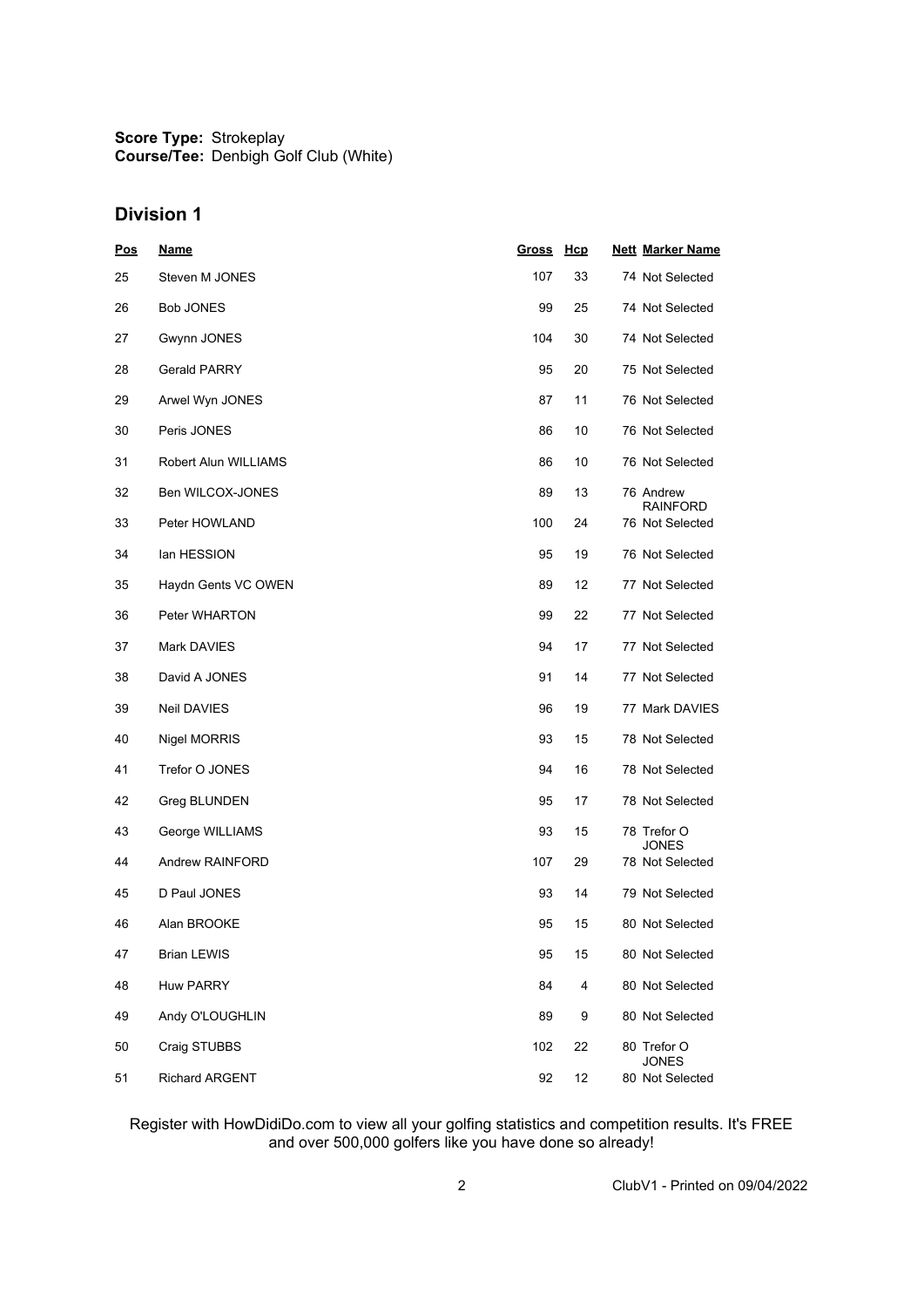**Score Type:** Strokeplay
**Course/Tee:** Denbigh Golf Club (White)

## Division 1

| Pos | Name | Gross | Hcp | Nett | Marker Name |
|---|---|---|---|---|---|
| 25 | Steven M JONES | 107 | 33 | 74 | Not Selected |
| 26 | Bob JONES | 99 | 25 | 74 | Not Selected |
| 27 | Gwynn JONES | 104 | 30 | 74 | Not Selected |
| 28 | Gerald PARRY | 95 | 20 | 75 | Not Selected |
| 29 | Arwel Wyn JONES | 87 | 11 | 76 | Not Selected |
| 30 | Peris JONES | 86 | 10 | 76 | Not Selected |
| 31 | Robert Alun WILLIAMS | 86 | 10 | 76 | Not Selected |
| 32 | Ben WILCOX-JONES | 89 | 13 | 76 | Andrew RAINFORD |
| 33 | Peter HOWLAND | 100 | 24 | 76 | Not Selected |
| 34 | Ian HESSION | 95 | 19 | 76 | Not Selected |
| 35 | Haydn Gents VC OWEN | 89 | 12 | 77 | Not Selected |
| 36 | Peter WHARTON | 99 | 22 | 77 | Not Selected |
| 37 | Mark DAVIES | 94 | 17 | 77 | Not Selected |
| 38 | David A JONES | 91 | 14 | 77 | Not Selected |
| 39 | Neil DAVIES | 96 | 19 | 77 | Mark DAVIES |
| 40 | Nigel MORRIS | 93 | 15 | 78 | Not Selected |
| 41 | Trefor O JONES | 94 | 16 | 78 | Not Selected |
| 42 | Greg BLUNDEN | 95 | 17 | 78 | Not Selected |
| 43 | George WILLIAMS | 93 | 15 | 78 | Trefor O JONES |
| 44 | Andrew RAINFORD | 107 | 29 | 78 | Not Selected |
| 45 | D Paul JONES | 93 | 14 | 79 | Not Selected |
| 46 | Alan BROOKE | 95 | 15 | 80 | Not Selected |
| 47 | Brian LEWIS | 95 | 15 | 80 | Not Selected |
| 48 | Huw PARRY | 84 | 4 | 80 | Not Selected |
| 49 | Andy O'LOUGHLIN | 89 | 9 | 80 | Not Selected |
| 50 | Craig STUBBS | 102 | 22 | 80 | Trefor O JONES |
| 51 | Richard ARGENT | 92 | 12 | 80 | Not Selected |

Register with HowDidiDo.com to view all your golfing statistics and competition results. It's FREE and over 500,000 golfers like you have done so already!

ClubV1 - Printed on 09/04/2022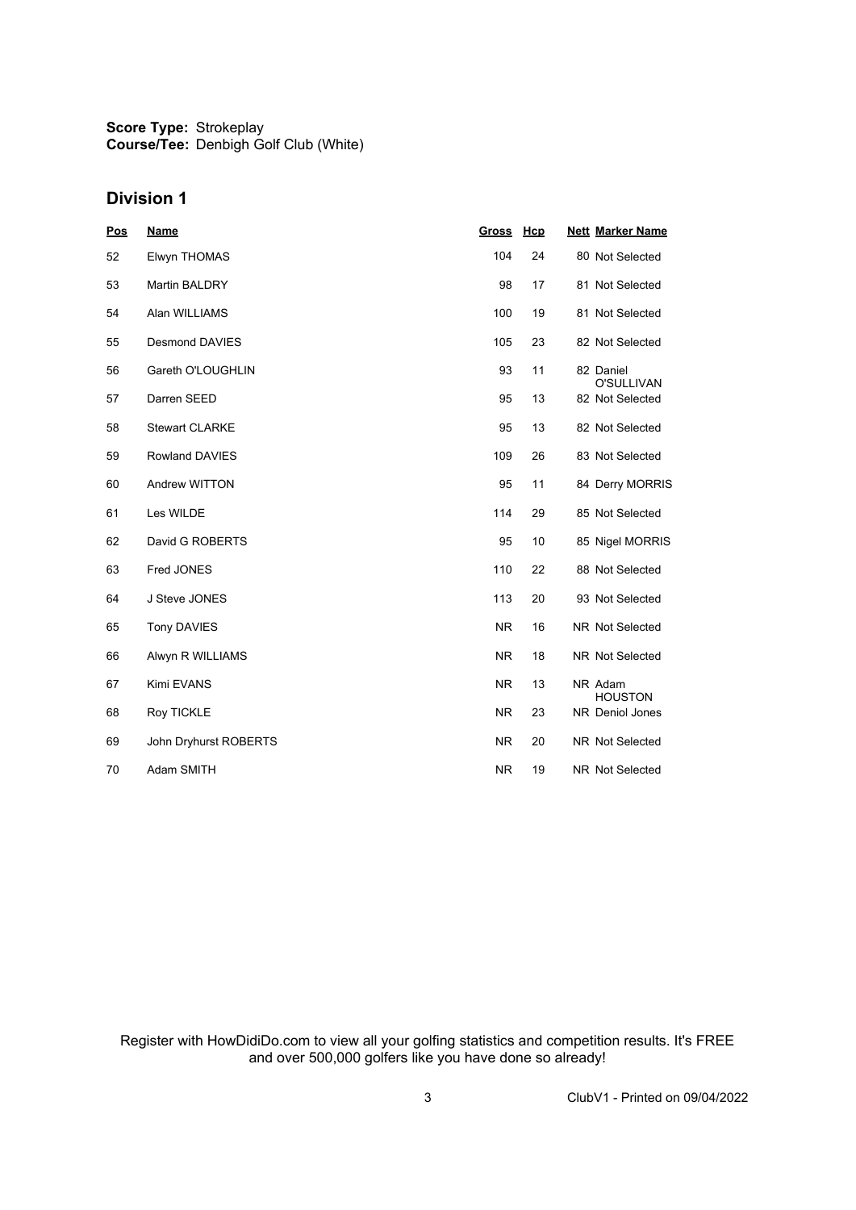**Score Type:** Strokeplay
**Course/Tee:** Denbigh Golf Club (White)

## Division 1

| Pos | Name | Gross | Hcp | Nett | Marker Name |
|---|---|---|---|---|---|
| 52 | Elwyn THOMAS | 104 | 24 | 80 | Not Selected |
| 53 | Martin BALDRY | 98 | 17 | 81 | Not Selected |
| 54 | Alan WILLIAMS | 100 | 19 | 81 | Not Selected |
| 55 | Desmond DAVIES | 105 | 23 | 82 | Not Selected |
| 56 | Gareth O'LOUGHLIN | 93 | 11 | 82 | Daniel O'SULLIVAN |
| 57 | Darren SEED | 95 | 13 | 82 | Not Selected |
| 58 | Stewart CLARKE | 95 | 13 | 82 | Not Selected |
| 59 | Rowland DAVIES | 109 | 26 | 83 | Not Selected |
| 60 | Andrew WITTON | 95 | 11 | 84 | Derry MORRIS |
| 61 | Les WILDE | 114 | 29 | 85 | Not Selected |
| 62 | David G ROBERTS | 95 | 10 | 85 | Nigel MORRIS |
| 63 | Fred JONES | 110 | 22 | 88 | Not Selected |
| 64 | J Steve JONES | 113 | 20 | 93 | Not Selected |
| 65 | Tony DAVIES | NR | 16 | NR | Not Selected |
| 66 | Alwyn R WILLIAMS | NR | 18 | NR | Not Selected |
| 67 | Kimi EVANS | NR | 13 | NR | Adam HOUSTON |
| 68 | Roy TICKLE | NR | 23 | NR | Deniol Jones |
| 69 | John Dryhurst ROBERTS | NR | 20 | NR | Not Selected |
| 70 | Adam SMITH | NR | 19 | NR | Not Selected |

Register with HowDidiDo.com to view all your golfing statistics and competition results. It's FREE and over 500,000 golfers like you have done so already!

ClubV1 - Printed on 09/04/2022